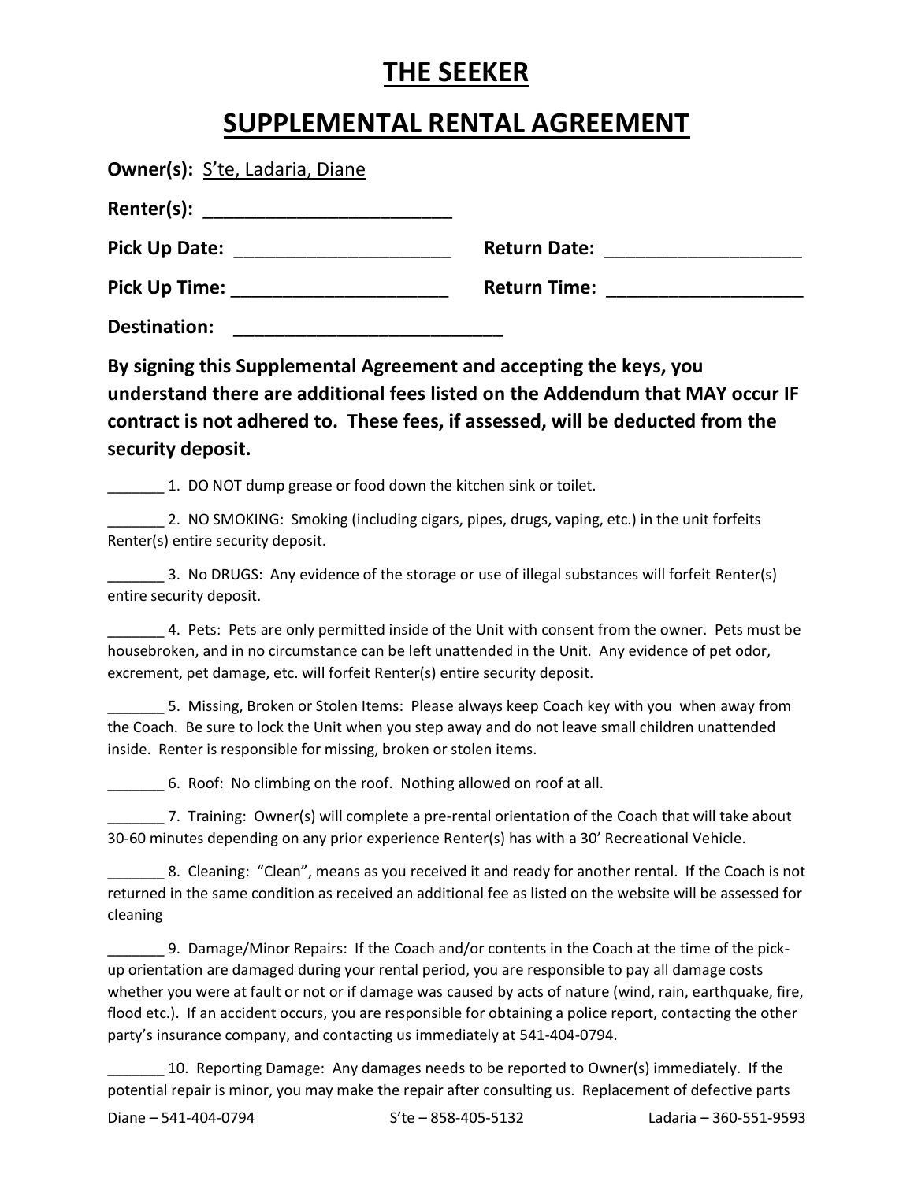# THE SEEKER

## SUPPLEMENTAL RENTAL AGREEMENT

**Owner(s):** S'te, Ladaria, Diane

**Renter(s):** ________________________

**Pick Up Date:** _____________________ **Return Date:** ___________________

**Pick Up Time:** _____________________ **Return Time:** ___________________

**Destination:** __________________________

**By signing this Supplemental Agreement and accepting the keys, you understand there are additional fees listed on the Addendum that MAY occur IF contract is not adhered to. These fees, if assessed, will be deducted from the security deposit.**

_______ 1. DO NOT dump grease or food down the kitchen sink or toilet.

_______ 2. NO SMOKING: Smoking (including cigars, pipes, drugs, vaping, etc.) in the unit forfeits Renter(s) entire security deposit.

_______ 3. No DRUGS: Any evidence of the storage or use of illegal substances will forfeit Renter(s) entire security deposit.

_______ 4. Pets: Pets are only permitted inside of the Unit with consent from the owner. Pets must be housebroken, and in no circumstance can be left unattended in the Unit. Any evidence of pet odor, excrement, pet damage, etc. will forfeit Renter(s) entire security deposit.

_______ 5. Missing, Broken or Stolen Items: Please always keep Coach key with you when away from the Coach. Be sure to lock the Unit when you step away and do not leave small children unattended inside. Renter is responsible for missing, broken or stolen items.

_______ 6. Roof: No climbing on the roof. Nothing allowed on roof at all.

_______ 7. Training: Owner(s) will complete a pre-rental orientation of the Coach that will take about 30-60 minutes depending on any prior experience Renter(s) has with a 30' Recreational Vehicle.

_______ 8. Cleaning: "Clean", means as you received it and ready for another rental. If the Coach is not returned in the same condition as received an additional fee as listed on the website will be assessed for cleaning

_______ 9. Damage/Minor Repairs: If the Coach and/or contents in the Coach at the time of the pick-up orientation are damaged during your rental period, you are responsible to pay all damage costs whether you were at fault or not or if damage was caused by acts of nature (wind, rain, earthquake, fire, flood etc.). If an accident occurs, you are responsible for obtaining a police report, contacting the other party's insurance company, and contacting us immediately at 541-404-0794.

_______ 10. Reporting Damage: Any damages needs to be reported to Owner(s) immediately. If the potential repair is minor, you may make the repair after consulting us. Replacement of defective parts

Diane – 541-404-0794 S'te – 858-405-5132 Ladaria – 360-551-9593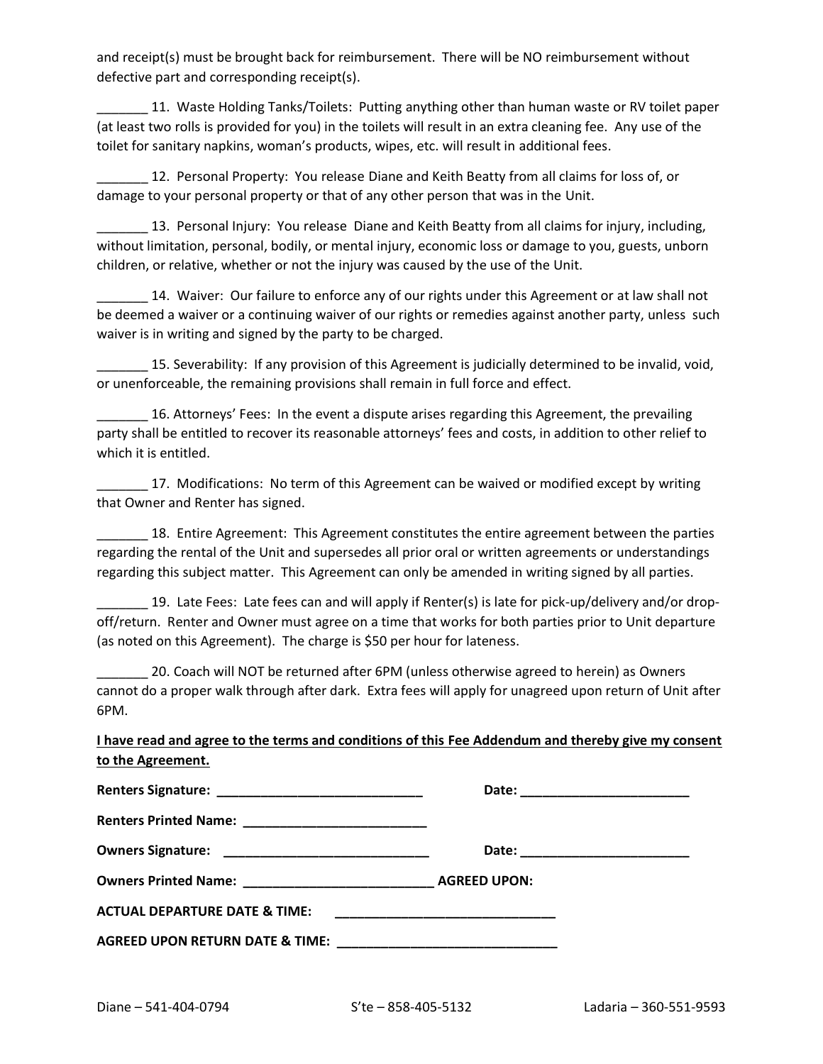and receipt(s) must be brought back for reimbursement. There will be NO reimbursement without defective part and corresponding receipt(s).

_______ 11. Waste Holding Tanks/Toilets: Putting anything other than human waste or RV toilet paper (at least two rolls is provided for you) in the toilets will result in an extra cleaning fee. Any use of the toilet for sanitary napkins, woman's products, wipes, etc. will result in additional fees.

_______ 12. Personal Property: You release Diane and Keith Beatty from all claims for loss of, or damage to your personal property or that of any other person that was in the Unit.

_______ 13. Personal Injury: You release Diane and Keith Beatty from all claims for injury, including, without limitation, personal, bodily, or mental injury, economic loss or damage to you, guests, unborn children, or relative, whether or not the injury was caused by the use of the Unit.

_______ 14. Waiver: Our failure to enforce any of our rights under this Agreement or at law shall not be deemed a waiver or a continuing waiver of our rights or remedies against another party, unless such waiver is in writing and signed by the party to be charged.

_______ 15. Severability: If any provision of this Agreement is judicially determined to be invalid, void, or unenforceable, the remaining provisions shall remain in full force and effect.

_______ 16. Attorneys' Fees: In the event a dispute arises regarding this Agreement, the prevailing party shall be entitled to recover its reasonable attorneys' fees and costs, in addition to other relief to which it is entitled.

_______ 17. Modifications: No term of this Agreement can be waived or modified except by writing that Owner and Renter has signed.

_______ 18. Entire Agreement: This Agreement constitutes the entire agreement between the parties regarding the rental of the Unit and supersedes all prior oral or written agreements or understandings regarding this subject matter. This Agreement can only be amended in writing signed by all parties.

_______ 19. Late Fees: Late fees can and will apply if Renter(s) is late for pick-up/delivery and/or drop-off/return. Renter and Owner must agree on a time that works for both parties prior to Unit departure (as noted on this Agreement). The charge is $50 per hour for lateness.

_______ 20. Coach will NOT be returned after 6PM (unless otherwise agreed to herein) as Owners cannot do a proper walk through after dark. Extra fees will apply for unagreed upon return of Unit after 6PM.

**I have read and agree to the terms and conditions of this Fee Addendum and thereby give my consent to the Agreement.**

**Renters Signature:** ____________________________ **Date:** _______________________

**Renters Printed Name:** _________________________

**Owners Signature:** ____________________________ **Date:** _______________________

**Owners Printed Name:** __________________________ **AGREED UPON:**

**ACTUAL DEPARTURE DATE & TIME:** ______________________________

**AGREED UPON RETURN DATE & TIME:** ______________________________

Diane – 541-404-0794 S'te – 858-405-5132 Ladaria – 360-551-9593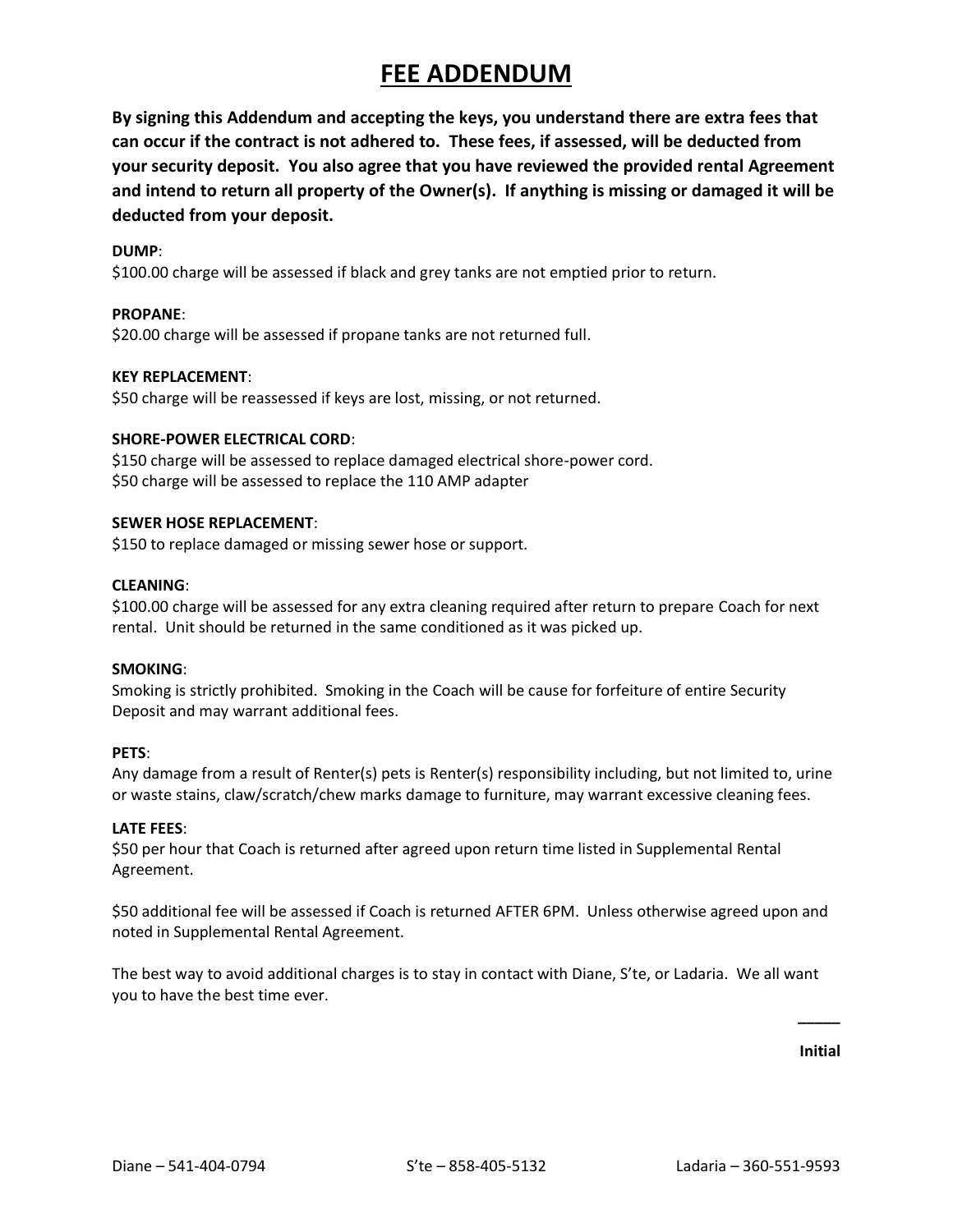# FEE ADDENDUM

**By signing this Addendum and accepting the keys, you understand there are extra fees that can occur if the contract is not adhered to. These fees, if assessed, will be deducted from your security deposit. You also agree that you have reviewed the provided rental Agreement and intend to return all property of the Owner(s). If anything is missing or damaged it will be deducted from your deposit.**

**DUMP**:
$100.00 charge will be assessed if black and grey tanks are not emptied prior to return.

**PROPANE**:
$20.00 charge will be assessed if propane tanks are not returned full.

**KEY REPLACEMENT**:
$50 charge will be reassessed if keys are lost, missing, or not returned.

**SHORE-POWER ELECTRICAL CORD**:
$150 charge will be assessed to replace damaged electrical shore-power cord.
$50 charge will be assessed to replace the 110 AMP adapter

**SEWER HOSE REPLACEMENT**:
$150 to replace damaged or missing sewer hose or support.

**CLEANING**:
$100.00 charge will be assessed for any extra cleaning required after return to prepare Coach for next rental. Unit should be returned in the same conditioned as it was picked up.

**SMOKING**:
Smoking is strictly prohibited. Smoking in the Coach will be cause for forfeiture of entire Security Deposit and may warrant additional fees.

**PETS**:
Any damage from a result of Renter(s) pets is Renter(s) responsibility including, but not limited to, urine or waste stains, claw/scratch/chew marks damage to furniture, may warrant excessive cleaning fees.

**LATE FEES**:
$50 per hour that Coach is returned after agreed upon return time listed in Supplemental Rental Agreement.

$50 additional fee will be assessed if Coach is returned AFTER 6PM. Unless otherwise agreed upon and noted in Supplemental Rental Agreement.

The best way to avoid additional charges is to stay in contact with Diane, S'te, or Ladaria. We all want you to have the best time ever.

_____
**Initial**

Diane – 541-404-0794 S'te – 858-405-5132 Ladaria – 360-551-9593